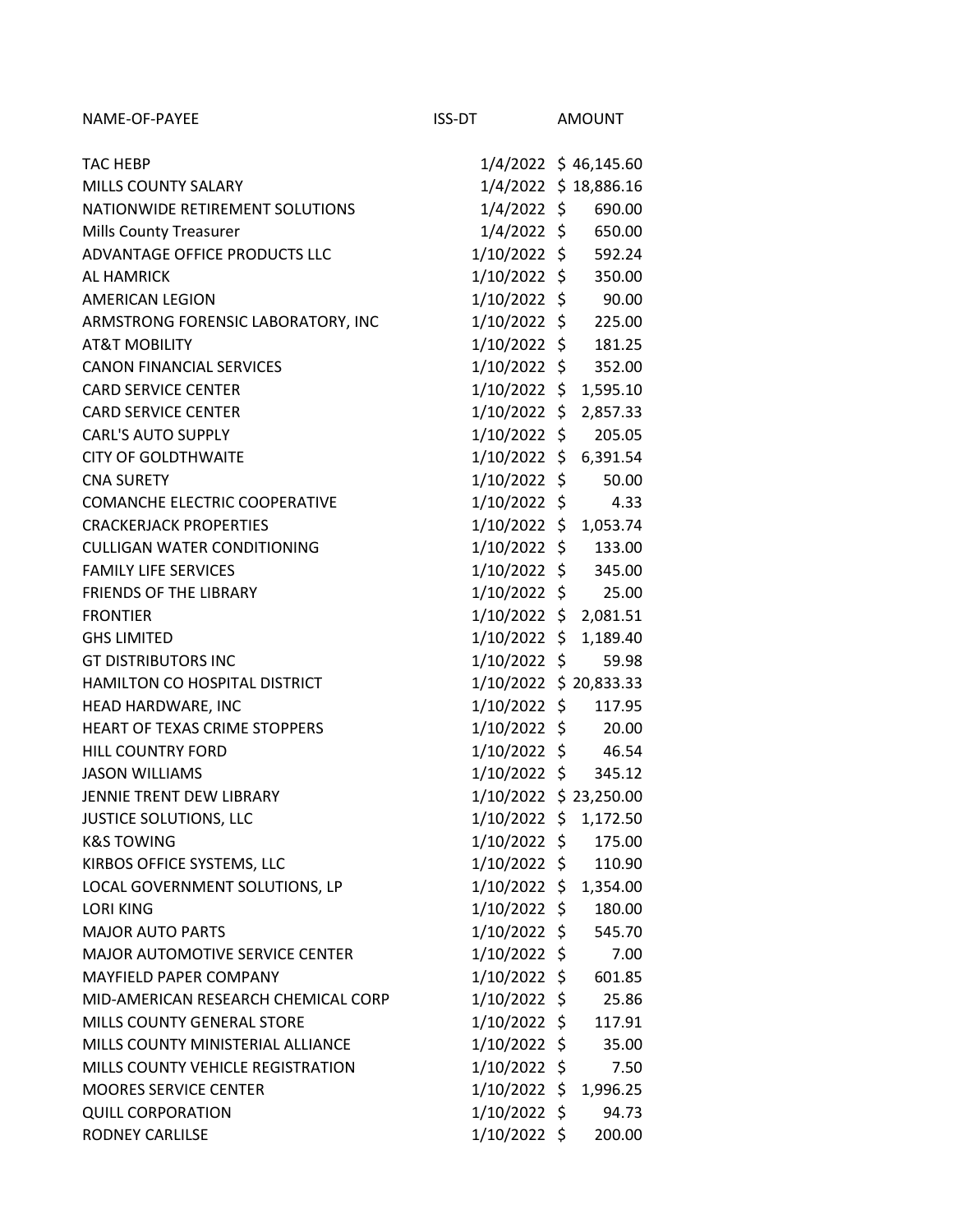| NAME-OF-PAYEE | ISS-DT | AMOUNT |
|---|---|---|
| TAC HEBP | 1/4/2022 | $ 46,145.60 |
| MILLS COUNTY SALARY | 1/4/2022 | $ 18,886.16 |
| NATIONWIDE RETIREMENT SOLUTIONS | 1/4/2022 | $ 690.00 |
| Mills County Treasurer | 1/4/2022 | $ 650.00 |
| ADVANTAGE OFFICE PRODUCTS LLC | 1/10/2022 | $ 592.24 |
| AL HAMRICK | 1/10/2022 | $ 350.00 |
| AMERICAN LEGION | 1/10/2022 | $ 90.00 |
| ARMSTRONG FORENSIC LABORATORY, INC | 1/10/2022 | $ 225.00 |
| AT&T MOBILITY | 1/10/2022 | $ 181.25 |
| CANON FINANCIAL SERVICES | 1/10/2022 | $ 352.00 |
| CARD SERVICE CENTER | 1/10/2022 | $ 1,595.10 |
| CARD SERVICE CENTER | 1/10/2022 | $ 2,857.33 |
| CARL'S AUTO SUPPLY | 1/10/2022 | $ 205.05 |
| CITY OF GOLDTHWAITE | 1/10/2022 | $ 6,391.54 |
| CNA SURETY | 1/10/2022 | $ 50.00 |
| COMANCHE ELECTRIC COOPERATIVE | 1/10/2022 | $ 4.33 |
| CRACKERJACK PROPERTIES | 1/10/2022 | $ 1,053.74 |
| CULLIGAN WATER CONDITIONING | 1/10/2022 | $ 133.00 |
| FAMILY LIFE SERVICES | 1/10/2022 | $ 345.00 |
| FRIENDS OF THE LIBRARY | 1/10/2022 | $ 25.00 |
| FRONTIER | 1/10/2022 | $ 2,081.51 |
| GHS LIMITED | 1/10/2022 | $ 1,189.40 |
| GT DISTRIBUTORS INC | 1/10/2022 | $ 59.98 |
| HAMILTON CO HOSPITAL DISTRICT | 1/10/2022 | $ 20,833.33 |
| HEAD HARDWARE, INC | 1/10/2022 | $ 117.95 |
| HEART OF TEXAS CRIME STOPPERS | 1/10/2022 | $ 20.00 |
| HILL COUNTRY FORD | 1/10/2022 | $ 46.54 |
| JASON WILLIAMS | 1/10/2022 | $ 345.12 |
| JENNIE TRENT DEW LIBRARY | 1/10/2022 | $ 23,250.00 |
| JUSTICE SOLUTIONS, LLC | 1/10/2022 | $ 1,172.50 |
| K&S TOWING | 1/10/2022 | $ 175.00 |
| KIRBOS OFFICE SYSTEMS, LLC | 1/10/2022 | $ 110.90 |
| LOCAL GOVERNMENT SOLUTIONS, LP | 1/10/2022 | $ 1,354.00 |
| LORI KING | 1/10/2022 | $ 180.00 |
| MAJOR AUTO PARTS | 1/10/2022 | $ 545.70 |
| MAJOR AUTOMOTIVE SERVICE CENTER | 1/10/2022 | $ 7.00 |
| MAYFIELD PAPER COMPANY | 1/10/2022 | $ 601.85 |
| MID-AMERICAN RESEARCH CHEMICAL CORP | 1/10/2022 | $ 25.86 |
| MILLS COUNTY GENERAL STORE | 1/10/2022 | $ 117.91 |
| MILLS COUNTY MINISTERIAL ALLIANCE | 1/10/2022 | $ 35.00 |
| MILLS COUNTY VEHICLE REGISTRATION | 1/10/2022 | $ 7.50 |
| MOORES SERVICE CENTER | 1/10/2022 | $ 1,996.25 |
| QUILL CORPORATION | 1/10/2022 | $ 94.73 |
| RODNEY CARLILSE | 1/10/2022 | $ 200.00 |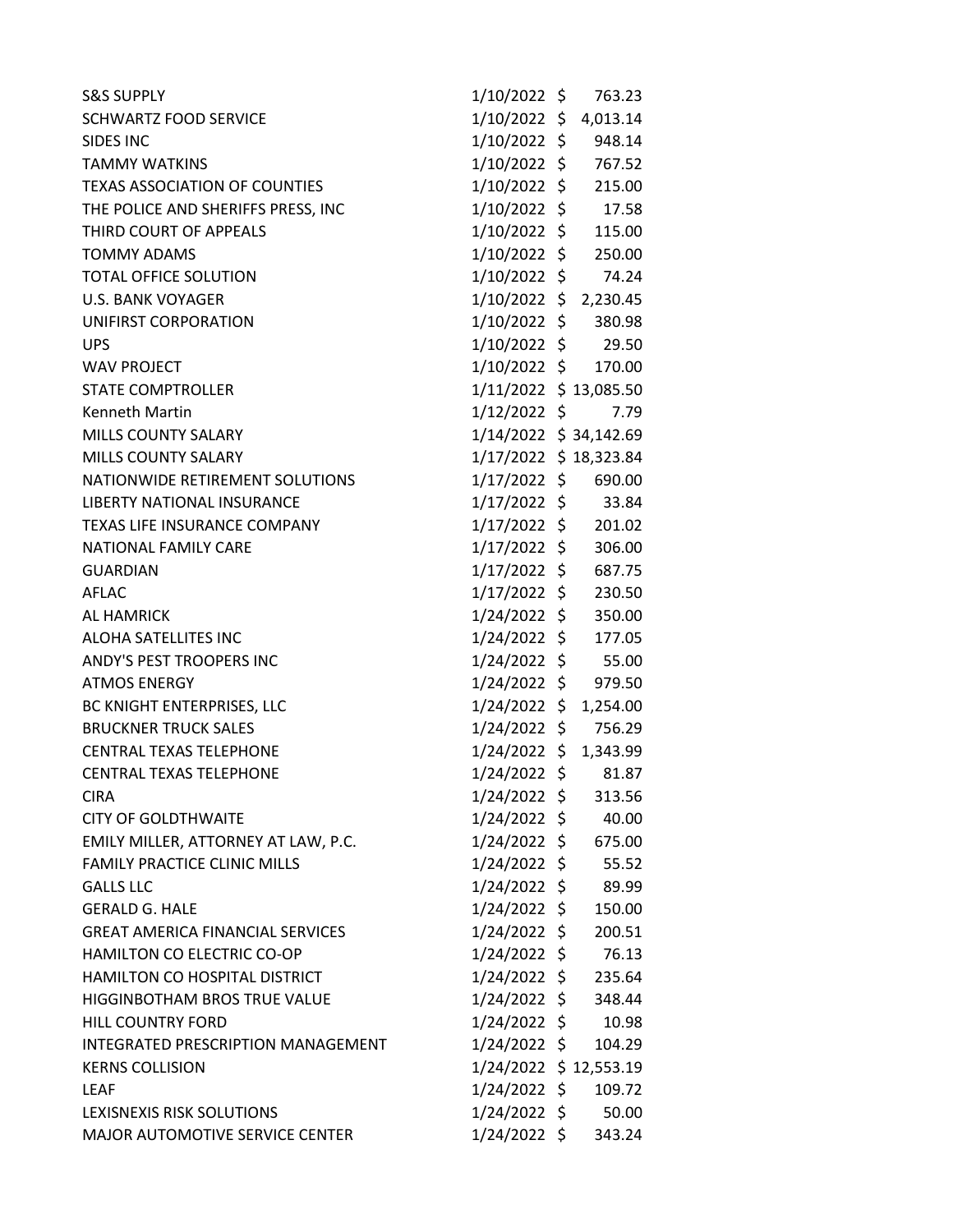| | | |
|---|---|---|
| S&S SUPPLY | 1/10/2022 | $ 763.23 |
| SCHWARTZ FOOD SERVICE | 1/10/2022 | $ 4,013.14 |
| SIDES INC | 1/10/2022 | $ 948.14 |
| TAMMY WATKINS | 1/10/2022 | $ 767.52 |
| TEXAS ASSOCIATION OF COUNTIES | 1/10/2022 | $ 215.00 |
| THE POLICE AND SHERIFFS PRESS, INC | 1/10/2022 | $ 17.58 |
| THIRD COURT OF APPEALS | 1/10/2022 | $ 115.00 |
| TOMMY ADAMS | 1/10/2022 | $ 250.00 |
| TOTAL OFFICE SOLUTION | 1/10/2022 | $ 74.24 |
| U.S. BANK VOYAGER | 1/10/2022 | $ 2,230.45 |
| UNIFIRST CORPORATION | 1/10/2022 | $ 380.98 |
| UPS | 1/10/2022 | $ 29.50 |
| WAV PROJECT | 1/10/2022 | $ 170.00 |
| STATE COMPTROLLER | 1/11/2022 | $ 13,085.50 |
| Kenneth Martin | 1/12/2022 | $ 7.79 |
| MILLS COUNTY SALARY | 1/14/2022 | $ 34,142.69 |
| MILLS COUNTY SALARY | 1/17/2022 | $ 18,323.84 |
| NATIONWIDE RETIREMENT SOLUTIONS | 1/17/2022 | $ 690.00 |
| LIBERTY NATIONAL INSURANCE | 1/17/2022 | $ 33.84 |
| TEXAS LIFE INSURANCE COMPANY | 1/17/2022 | $ 201.02 |
| NATIONAL FAMILY CARE | 1/17/2022 | $ 306.00 |
| GUARDIAN | 1/17/2022 | $ 687.75 |
| AFLAC | 1/17/2022 | $ 230.50 |
| AL HAMRICK | 1/24/2022 | $ 350.00 |
| ALOHA SATELLITES INC | 1/24/2022 | $ 177.05 |
| ANDY'S PEST TROOPERS INC | 1/24/2022 | $ 55.00 |
| ATMOS ENERGY | 1/24/2022 | $ 979.50 |
| BC KNIGHT ENTERPRISES, LLC | 1/24/2022 | $ 1,254.00 |
| BRUCKNER TRUCK SALES | 1/24/2022 | $ 756.29 |
| CENTRAL TEXAS TELEPHONE | 1/24/2022 | $ 1,343.99 |
| CENTRAL TEXAS TELEPHONE | 1/24/2022 | $ 81.87 |
| CIRA | 1/24/2022 | $ 313.56 |
| CITY OF GOLDTHWAITE | 1/24/2022 | $ 40.00 |
| EMILY MILLER, ATTORNEY AT LAW, P.C. | 1/24/2022 | $ 675.00 |
| FAMILY PRACTICE CLINIC MILLS | 1/24/2022 | $ 55.52 |
| GALLS LLC | 1/24/2022 | $ 89.99 |
| GERALD G. HALE | 1/24/2022 | $ 150.00 |
| GREAT AMERICA FINANCIAL SERVICES | 1/24/2022 | $ 200.51 |
| HAMILTON CO ELECTRIC CO-OP | 1/24/2022 | $ 76.13 |
| HAMILTON CO HOSPITAL DISTRICT | 1/24/2022 | $ 235.64 |
| HIGGINBOTHAM BROS TRUE VALUE | 1/24/2022 | $ 348.44 |
| HILL COUNTRY FORD | 1/24/2022 | $ 10.98 |
| INTEGRATED PRESCRIPTION MANAGEMENT | 1/24/2022 | $ 104.29 |
| KERNS COLLISION | 1/24/2022 | $ 12,553.19 |
| LEAF | 1/24/2022 | $ 109.72 |
| LEXISNEXIS RISK SOLUTIONS | 1/24/2022 | $ 50.00 |
| MAJOR AUTOMOTIVE SERVICE CENTER | 1/24/2022 | $ 343.24 |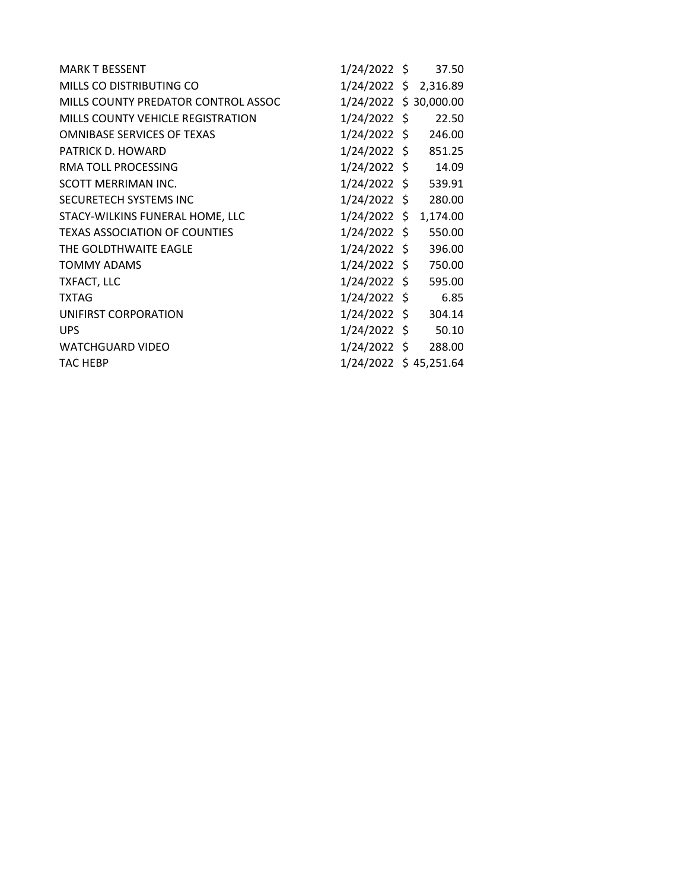| | | |
|---|---|---|
| MARK T BESSENT | 1/24/2022 | $ 37.50 |
| MILLS CO DISTRIBUTING CO | 1/24/2022 | $ 2,316.89 |
| MILLS COUNTY PREDATOR CONTROL ASSOC | 1/24/2022 | $ 30,000.00 |
| MILLS COUNTY VEHICLE REGISTRATION | 1/24/2022 | $ 22.50 |
| OMNIBASE SERVICES OF TEXAS | 1/24/2022 | $ 246.00 |
| PATRICK D. HOWARD | 1/24/2022 | $ 851.25 |
| RMA TOLL PROCESSING | 1/24/2022 | $ 14.09 |
| SCOTT MERRIMAN INC. | 1/24/2022 | $ 539.91 |
| SECURETECH SYSTEMS INC | 1/24/2022 | $ 280.00 |
| STACY-WILKINS FUNERAL HOME, LLC | 1/24/2022 | $ 1,174.00 |
| TEXAS ASSOCIATION OF COUNTIES | 1/24/2022 | $ 550.00 |
| THE GOLDTHWAITE EAGLE | 1/24/2022 | $ 396.00 |
| TOMMY ADAMS | 1/24/2022 | $ 750.00 |
| TXFACT, LLC | 1/24/2022 | $ 595.00 |
| TXTAG | 1/24/2022 | $ 6.85 |
| UNIFIRST CORPORATION | 1/24/2022 | $ 304.14 |
| UPS | 1/24/2022 | $ 50.10 |
| WATCHGUARD VIDEO | 1/24/2022 | $ 288.00 |
| TAC HEBP | 1/24/2022 | $ 45,251.64 |